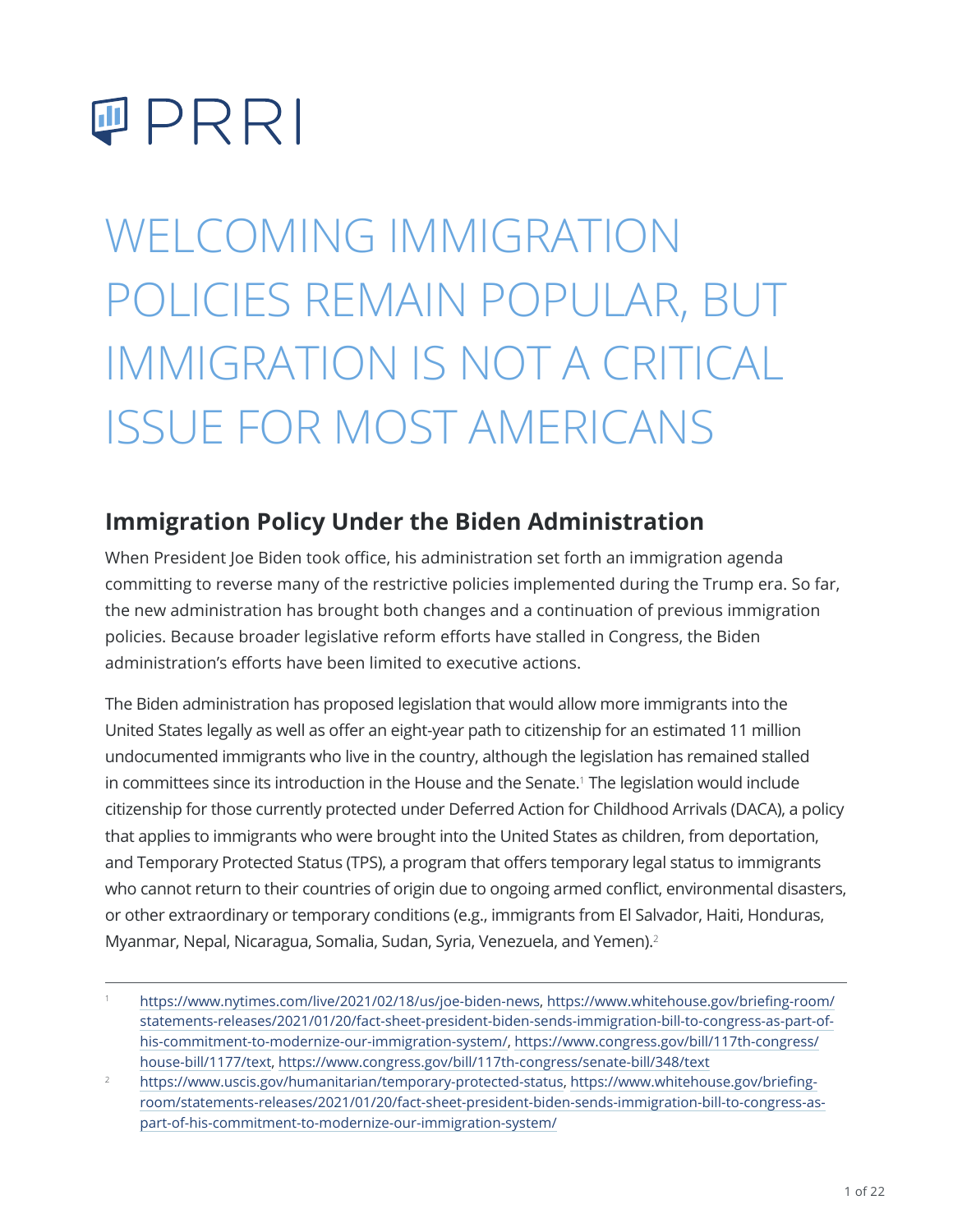PRRI

# WELCOMING IMMIGRATION POLICIES REMAIN POPULAR, BUT IMMIGRATION IS NOT A CRITICAL ISSUE FOR MOST AMERICANS

## Immigration Policy Under the Biden Administration

When President Joe Biden took office, his administration set forth an immigration agenda committing to reverse many of the restrictive policies implemented during the Trump era. So far, the new administration has brought both changes and a continuation of previous immigration policies. Because broader legislative reform efforts have stalled in Congress, the Biden administration's efforts have been limited to executive actions.

The Biden administration has proposed legislation that would allow more immigrants into the United States legally as well as offer an eight-year path to citizenship for an estimated 11 million undocumented immigrants who live in the country, although the legislation has remained stalled in committees since its introduction in the House and the Senate.[1] The legislation would include citizenship for those currently protected under Deferred Action for Childhood Arrivals (DACA), a policy that applies to immigrants who were brought into the United States as children, from deportation, and Temporary Protected Status (TPS), a program that offers temporary legal status to immigrants who cannot return to their countries of origin due to ongoing armed conflict, environmental disasters, or other extraordinary or temporary conditions (e.g., immigrants from El Salvador, Haiti, Honduras, Myanmar, Nepal, Nicaragua, Somalia, Sudan, Syria, Venezuela, and Yemen).[2]

---

[1] https://www.nytimes.com/live/2021/02/18/us/joe-biden-news, https://www.whitehouse.gov/briefing-room/statements-releases/2021/01/20/fact-sheet-president-biden-sends-immigration-bill-to-congress-as-part-of-his-commitment-to-modernize-our-immigration-system/, https://www.congress.gov/bill/117th-congress/house-bill/1177/text, https://www.congress.gov/bill/117th-congress/senate-bill/348/text

[2] https://www.uscis.gov/humanitarian/temporary-protected-status, https://www.whitehouse.gov/briefing-room/statements-releases/2021/01/20/fact-sheet-president-biden-sends-immigration-bill-to-congress-as-part-of-his-commitment-to-modernize-our-immigration-system/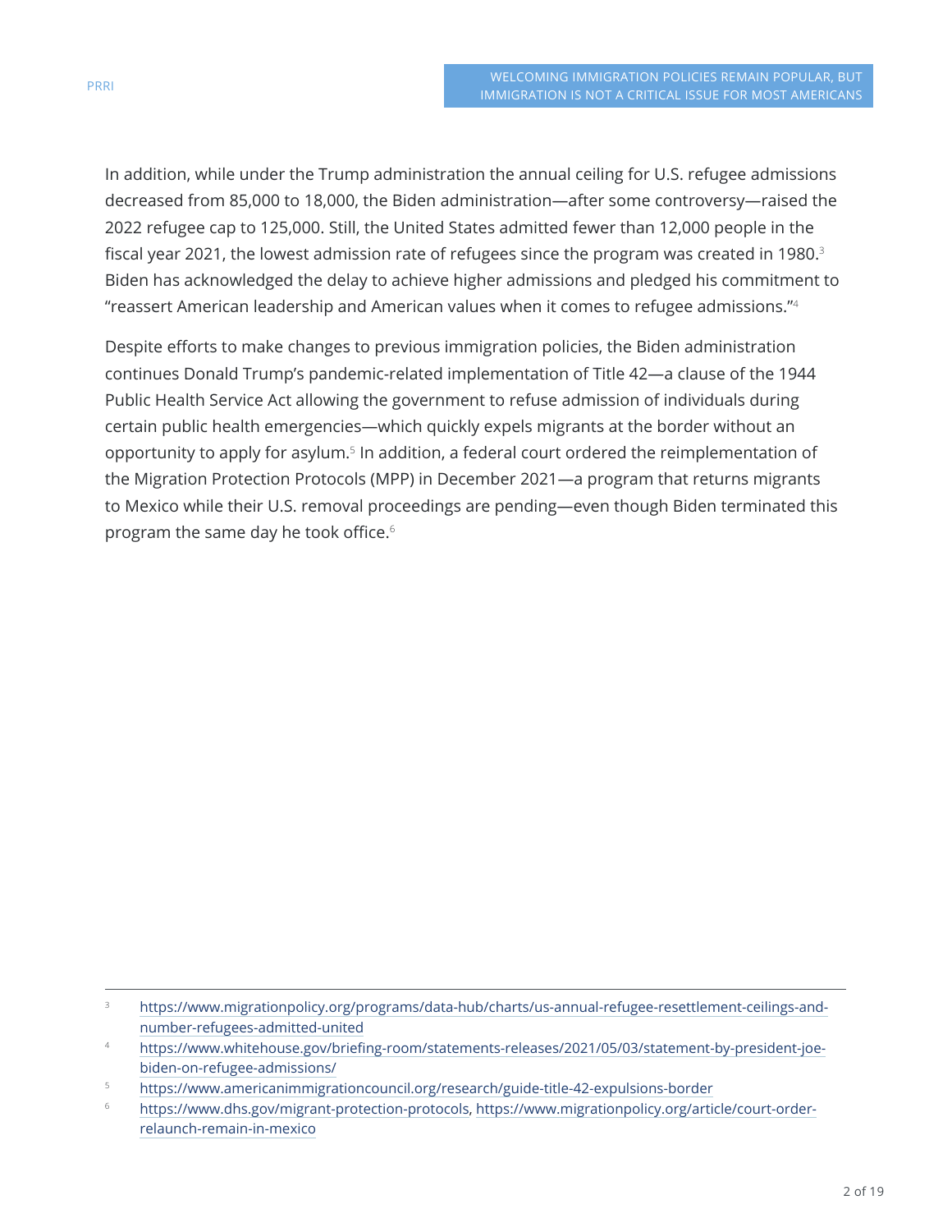In addition, while under the Trump administration the annual ceiling for U.S. refugee admissions decreased from 85,000 to 18,000, the Biden administration—after some controversy—raised the 2022 refugee cap to 125,000. Still, the United States admitted fewer than 12,000 people in the fiscal year 2021, the lowest admission rate of refugees since the program was created in 1980.[3] Biden has acknowledged the delay to achieve higher admissions and pledged his commitment to "reassert American leadership and American values when it comes to refugee admissions."[4]

Despite efforts to make changes to previous immigration policies, the Biden administration continues Donald Trump's pandemic-related implementation of Title 42—a clause of the 1944 Public Health Service Act allowing the government to refuse admission of individuals during certain public health emergencies—which quickly expels migrants at the border without an opportunity to apply for asylum.[5] In addition, a federal court ordered the reimplementation of the Migration Protection Protocols (MPP) in December 2021—a program that returns migrants to Mexico while their U.S. removal proceedings are pending—even though Biden terminated this program the same day he took office.[6]

---

[3] https://www.migrationpolicy.org/programs/data-hub/charts/us-annual-refugee-resettlement-ceilings-and-number-refugees-admitted-united

[4] https://www.whitehouse.gov/briefing-room/statements-releases/2021/05/03/statement-by-president-joe-biden-on-refugee-admissions/

[5] https://www.americanimmigrationcouncil.org/research/guide-title-42-expulsions-border

[6] https://www.dhs.gov/migrant-protection-protocols, https://www.migrationpolicy.org/article/court-order-relaunch-remain-in-mexico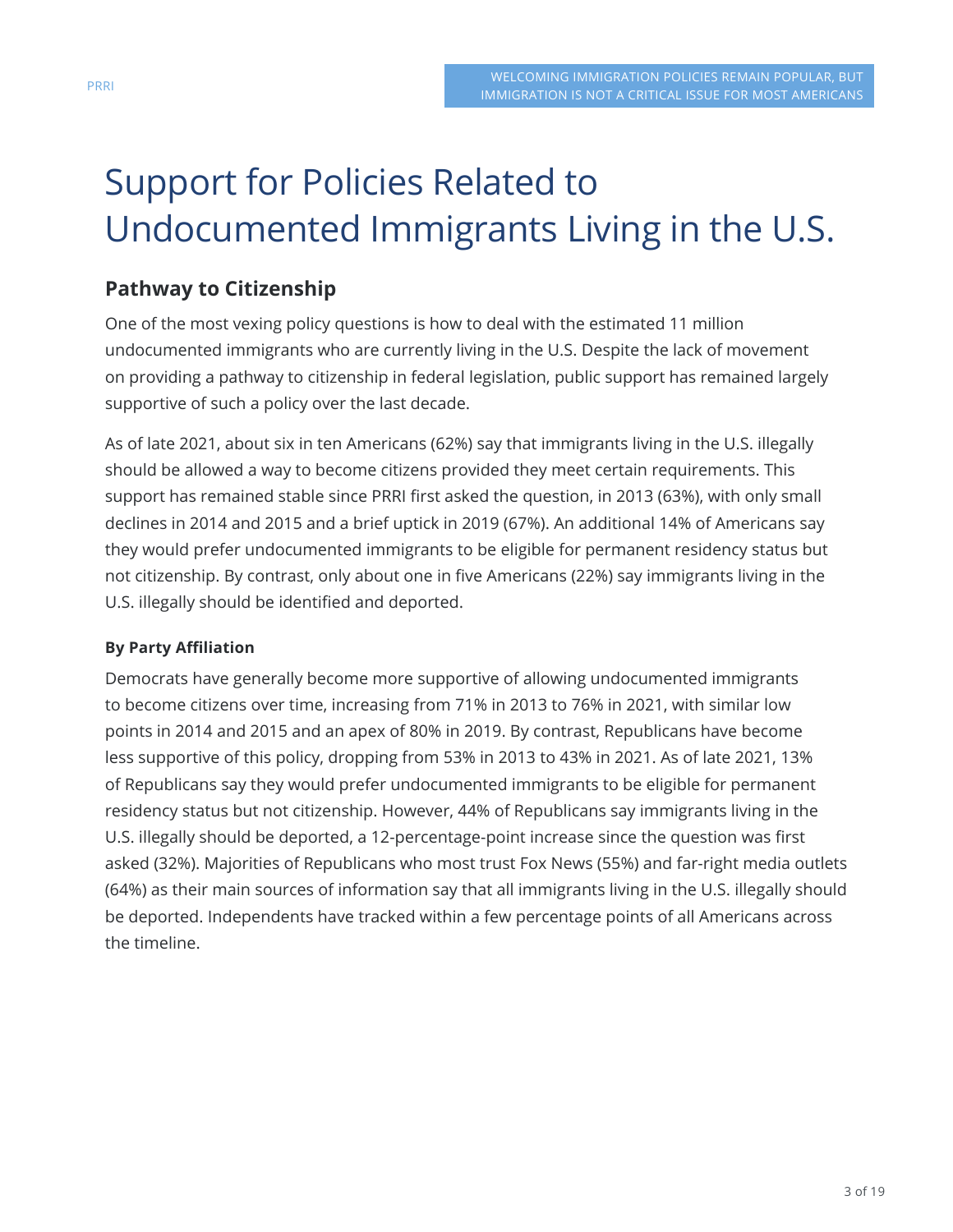# Support for Policies Related to Undocumented Immigrants Living in the U.S.

## Pathway to Citizenship

One of the most vexing policy questions is how to deal with the estimated 11 million undocumented immigrants who are currently living in the U.S. Despite the lack of movement on providing a pathway to citizenship in federal legislation, public support has remained largely supportive of such a policy over the last decade.

As of late 2021, about six in ten Americans (62%) say that immigrants living in the U.S. illegally should be allowed a way to become citizens provided they meet certain requirements. This support has remained stable since PRRI first asked the question, in 2013 (63%), with only small declines in 2014 and 2015 and a brief uptick in 2019 (67%). An additional 14% of Americans say they would prefer undocumented immigrants to be eligible for permanent residency status but not citizenship. By contrast, only about one in five Americans (22%) say immigrants living in the U.S. illegally should be identified and deported.

### By Party Affiliation

Democrats have generally become more supportive of allowing undocumented immigrants to become citizens over time, increasing from 71% in 2013 to 76% in 2021, with similar low points in 2014 and 2015 and an apex of 80% in 2019. By contrast, Republicans have become less supportive of this policy, dropping from 53% in 2013 to 43% in 2021. As of late 2021, 13% of Republicans say they would prefer undocumented immigrants to be eligible for permanent residency status but not citizenship. However, 44% of Republicans say immigrants living in the U.S. illegally should be deported, a 12-percentage-point increase since the question was first asked (32%). Majorities of Republicans who most trust Fox News (55%) and far-right media outlets (64%) as their main sources of information say that all immigrants living in the U.S. illegally should be deported. Independents have tracked within a few percentage points of all Americans across the timeline.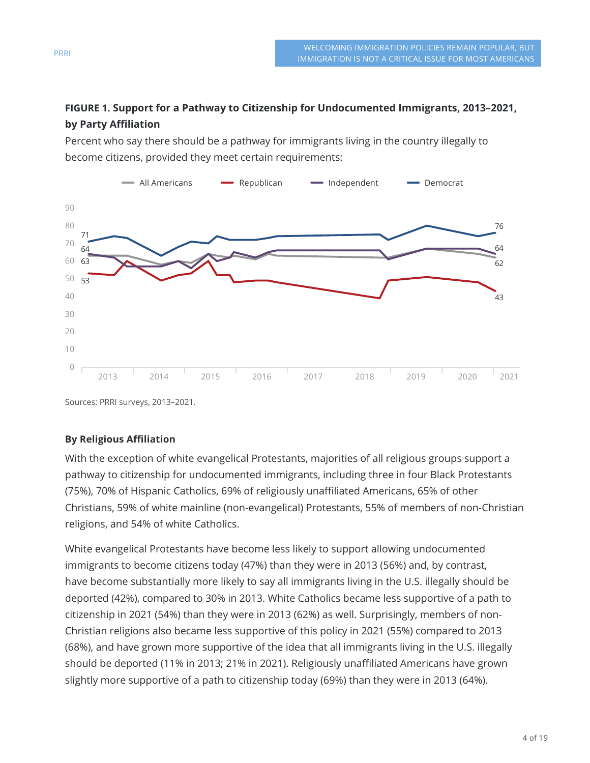**FIGURE 1. Support for a Pathway to Citizenship for Undocumented Immigrants, 2013–2021, by Party Affiliation**

Percent who say there should be a pathway for immigrants living in the country illegally to become citizens, provided they meet certain requirements:

Sources: PRRI surveys, 2013–2021.

**By Religious Affiliation**

With the exception of white evangelical Protestants, majorities of all religious groups support a pathway to citizenship for undocumented immigrants, including three in four Black Protestants (75%), 70% of Hispanic Catholics, 69% of religiously unaffiliated Americans, 65% of other Christians, 59% of white mainline (non-evangelical) Protestants, 55% of members of non-Christian religions, and 54% of white Catholics.

White evangelical Protestants have become less likely to support allowing undocumented immigrants to become citizens today (47%) than they were in 2013 (56%) and, by contrast, have become substantially more likely to say all immigrants living in the U.S. illegally should be deported (42%), compared to 30% in 2013. White Catholics became less supportive of a path to citizenship in 2021 (54%) than they were in 2013 (62%) as well. Surprisingly, members of non-Christian religions also became less supportive of this policy in 2021 (55%) compared to 2013 (68%), and have grown more supportive of the idea that all immigrants living in the U.S. illegally should be deported (11% in 2013; 21% in 2021). Religiously unaffiliated Americans have grown slightly more supportive of a path to citizenship today (69%) than they were in 2013 (64%).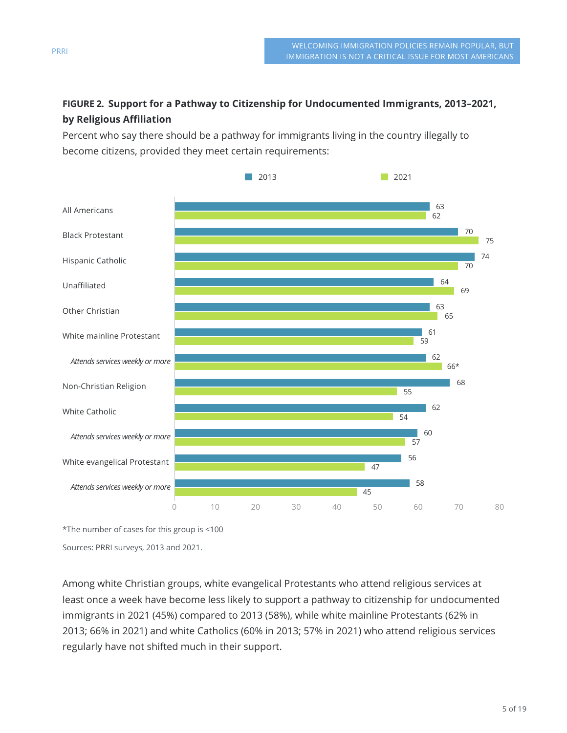**FIGURE 2. Support for a Pathway to Citizenship for Undocumented Immigrants, 2013–2021, by Religious Affiliation**

Percent who say there should be a pathway for immigrants living in the country illegally to become citizens, provided they meet certain requirements:

| | 2013 | 2021 |
|---|---|---|
| All Americans | 63 | 62 |
| Black Protestant | 70 | 75 |
| Hispanic Catholic | 74 | 70 |
| Unaffiliated | 64 | 69 |
| Other Christian | 63 | 65 |
| White mainline Protestant | 61 | 59 |
| *Attends services weekly or more* | 62 | 66* |
| Non-Christian Religion | 68 | 55 |
| White Catholic | 62 | 54 |
| *Attends services weekly or more* | 60 | 57 |
| White evangelical Protestant | 56 | 47 |
| *Attends services weekly or more* | 58 | 45 |

*The number of cases for this group is <100

Sources: PRRI surveys, 2013 and 2021.

Among white Christian groups, white evangelical Protestants who attend religious services at least once a week have become less likely to support a pathway to citizenship for undocumented immigrants in 2021 (45%) compared to 2013 (58%), while white mainline Protestants (62% in 2013; 66% in 2021) and white Catholics (60% in 2013; 57% in 2021) who attend religious services regularly have not shifted much in their support.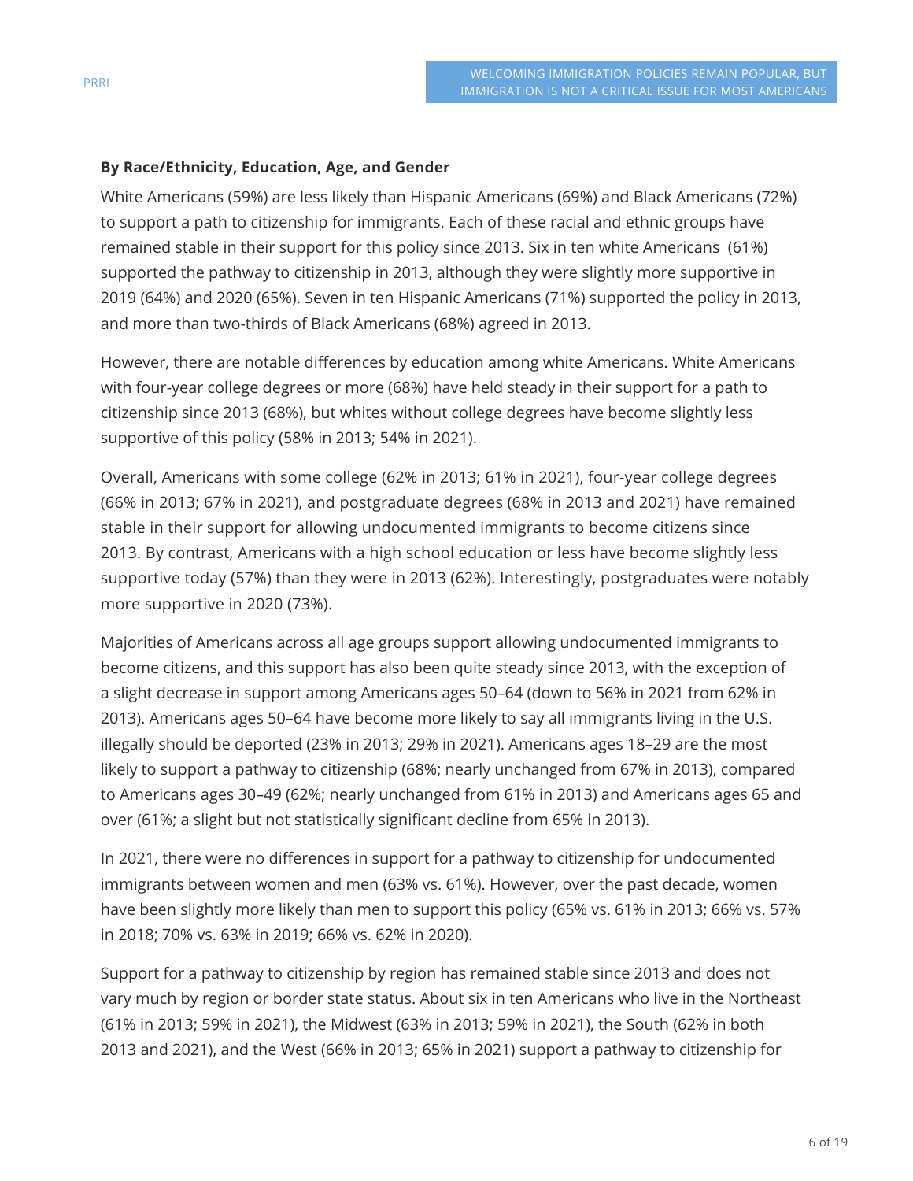**By Race/Ethnicity, Education, Age, and Gender**

White Americans (59%) are less likely than Hispanic Americans (69%) and Black Americans (72%) to support a path to citizenship for immigrants. Each of these racial and ethnic groups have remained stable in their support for this policy since 2013. Six in ten white Americans (61%) supported the pathway to citizenship in 2013, although they were slightly more supportive in 2019 (64%) and 2020 (65%). Seven in ten Hispanic Americans (71%) supported the policy in 2013, and more than two-thirds of Black Americans (68%) agreed in 2013.

However, there are notable differences by education among white Americans. White Americans with four-year college degrees or more (68%) have held steady in their support for a path to citizenship since 2013 (68%), but whites without college degrees have become slightly less supportive of this policy (58% in 2013; 54% in 2021).

Overall, Americans with some college (62% in 2013; 61% in 2021), four-year college degrees (66% in 2013; 67% in 2021), and postgraduate degrees (68% in 2013 and 2021) have remained stable in their support for allowing undocumented immigrants to become citizens since 2013. By contrast, Americans with a high school education or less have become slightly less supportive today (57%) than they were in 2013 (62%). Interestingly, postgraduates were notably more supportive in 2020 (73%).

Majorities of Americans across all age groups support allowing undocumented immigrants to become citizens, and this support has also been quite steady since 2013, with the exception of a slight decrease in support among Americans ages 50–64 (down to 56% in 2021 from 62% in 2013). Americans ages 50–64 have become more likely to say all immigrants living in the U.S. illegally should be deported (23% in 2013; 29% in 2021). Americans ages 18–29 are the most likely to support a pathway to citizenship (68%; nearly unchanged from 67% in 2013), compared to Americans ages 30–49 (62%; nearly unchanged from 61% in 2013) and Americans ages 65 and over (61%; a slight but not statistically significant decline from 65% in 2013).

In 2021, there were no differences in support for a pathway to citizenship for undocumented immigrants between women and men (63% vs. 61%). However, over the past decade, women have been slightly more likely than men to support this policy (65% vs. 61% in 2013; 66% vs. 57% in 2018; 70% vs. 63% in 2019; 66% vs. 62% in 2020).

Support for a pathway to citizenship by region has remained stable since 2013 and does not vary much by region or border state status. About six in ten Americans who live in the Northeast (61% in 2013; 59% in 2021), the Midwest (63% in 2013; 59% in 2021), the South (62% in both 2013 and 2021), and the West (66% in 2013; 65% in 2021) support a pathway to citizenship for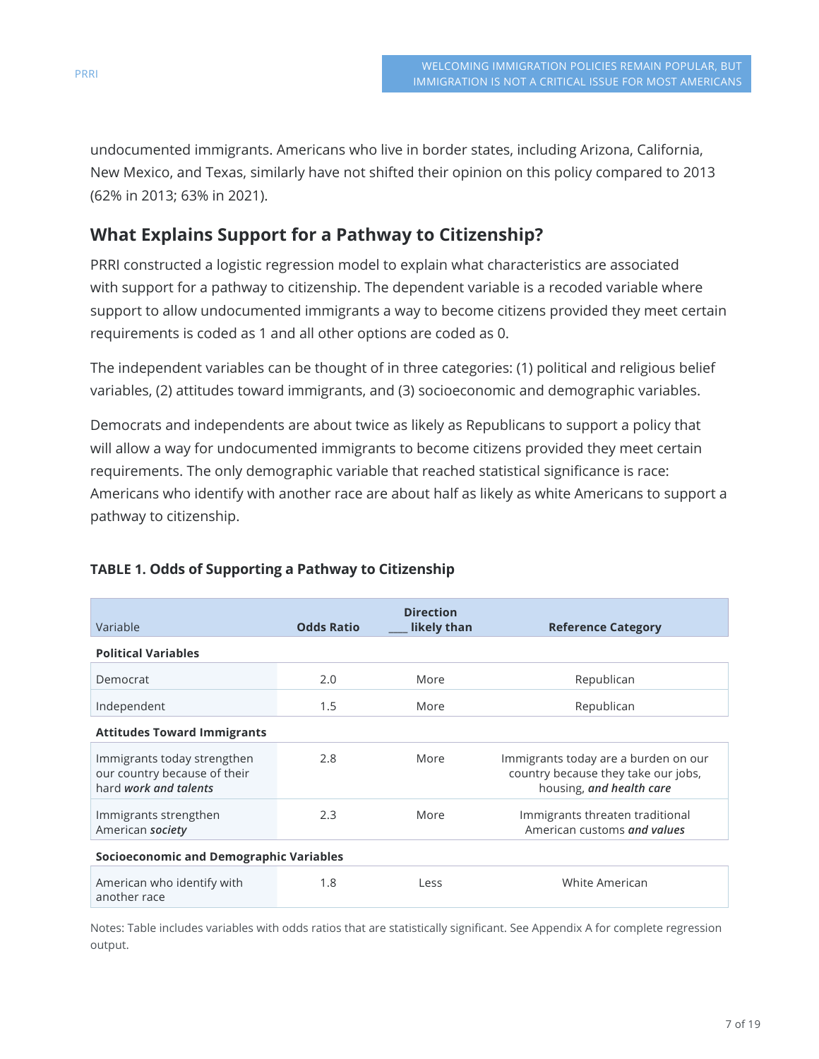undocumented immigrants. Americans who live in border states, including Arizona, California, New Mexico, and Texas, similarly have not shifted their opinion on this policy compared to 2013 (62% in 2013; 63% in 2021).

## What Explains Support for a Pathway to Citizenship?

PRRI constructed a logistic regression model to explain what characteristics are associated with support for a pathway to citizenship. The dependent variable is a recoded variable where support to allow undocumented immigrants a way to become citizens provided they meet certain requirements is coded as 1 and all other options are coded as 0.

The independent variables can be thought of in three categories: (1) political and religious belief variables, (2) attitudes toward immigrants, and (3) socioeconomic and demographic variables.

Democrats and independents are about twice as likely as Republicans to support a policy that will allow a way for undocumented immigrants to become citizens provided they meet certain requirements. The only demographic variable that reached statistical significance is race: Americans who identify with another race are about half as likely as white Americans to support a pathway to citizenship.

**TABLE 1. Odds of Supporting a Pathway to Citizenship**

| Variable | Odds Ratio | Direction ___ likely than | Reference Category |
|---|---|---|---|
| **Political Variables** | | | |
| Democrat | 2.0 | More | Republican |
| Independent | 1.5 | More | Republican |
| **Attitudes Toward Immigrants** | | | |
| Immigrants today strengthen our country because of their hard *work and talents* | 2.8 | More | Immigrants today are a burden on our country because they take our jobs, housing, ***and health care*** |
| Immigrants strengthen American ***society*** | 2.3 | More | Immigrants threaten traditional American customs ***and values*** |
| **Socioeconomic and Demographic Variables** | | | |
| American who identify with another race | 1.8 | Less | White American |

Notes: Table includes variables with odds ratios that are statistically significant. See Appendix A for complete regression output.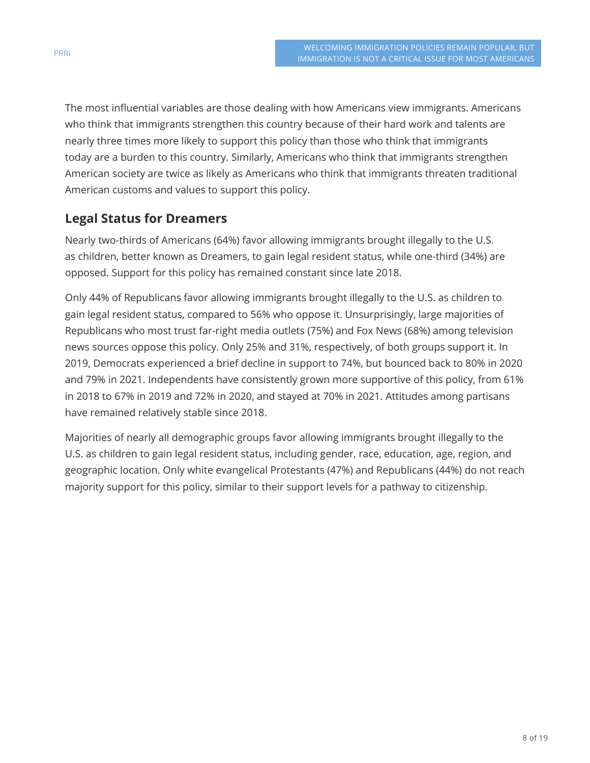The most influential variables are those dealing with how Americans view immigrants. Americans who think that immigrants strengthen this country because of their hard work and talents are nearly three times more likely to support this policy than those who think that immigrants today are a burden to this country. Similarly, Americans who think that immigrants strengthen American society are twice as likely as Americans who think that immigrants threaten traditional American customs and values to support this policy.

## Legal Status for Dreamers

Nearly two-thirds of Americans (64%) favor allowing immigrants brought illegally to the U.S. as children, better known as Dreamers, to gain legal resident status, while one-third (34%) are opposed. Support for this policy has remained constant since late 2018.

Only 44% of Republicans favor allowing immigrants brought illegally to the U.S. as children to gain legal resident status, compared to 56% who oppose it. Unsurprisingly, large majorities of Republicans who most trust far-right media outlets (75%) and Fox News (68%) among television news sources oppose this policy. Only 25% and 31%, respectively, of both groups support it. In 2019, Democrats experienced a brief decline in support to 74%, but bounced back to 80% in 2020 and 79% in 2021. Independents have consistently grown more supportive of this policy, from 61% in 2018 to 67% in 2019 and 72% in 2020, and stayed at 70% in 2021. Attitudes among partisans have remained relatively stable since 2018.

Majorities of nearly all demographic groups favor allowing immigrants brought illegally to the U.S. as children to gain legal resident status, including gender, race, education, age, region, and geographic location. Only white evangelical Protestants (47%) and Republicans (44%) do not reach majority support for this policy, similar to their support levels for a pathway to citizenship.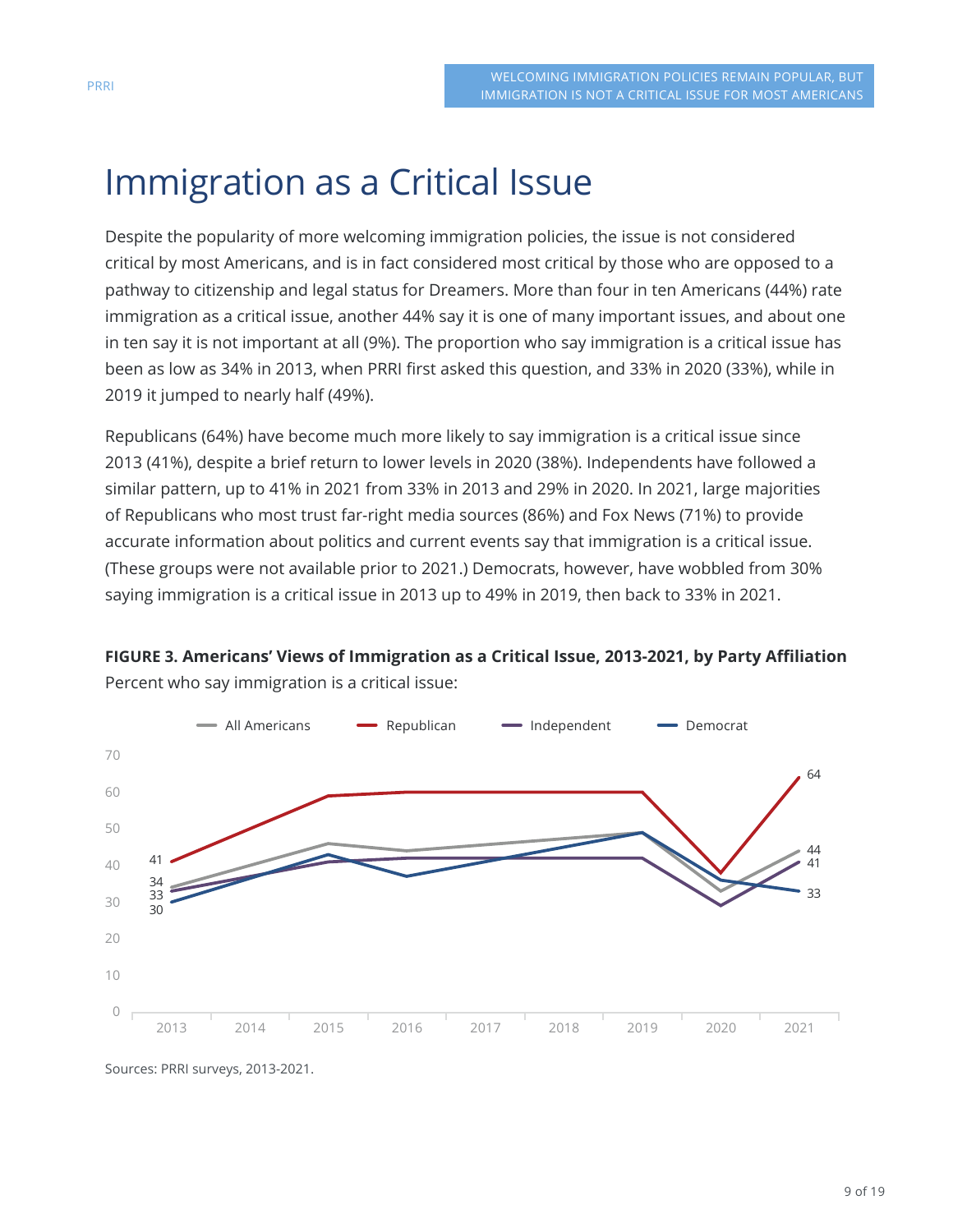# Immigration as a Critical Issue

Despite the popularity of more welcoming immigration policies, the issue is not considered critical by most Americans, and is in fact considered most critical by those who are opposed to a pathway to citizenship and legal status for Dreamers. More than four in ten Americans (44%) rate immigration as a critical issue, another 44% say it is one of many important issues, and about one in ten say it is not important at all (9%). The proportion who say immigration is a critical issue has been as low as 34% in 2013, when PRRI first asked this question, and 33% in 2020 (33%), while in 2019 it jumped to nearly half (49%).

Republicans (64%) have become much more likely to say immigration is a critical issue since 2013 (41%), despite a brief return to lower levels in 2020 (38%). Independents have followed a similar pattern, up to 41% in 2021 from 33% in 2013 and 29% in 2020. In 2021, large majorities of Republicans who most trust far-right media sources (86%) and Fox News (71%) to provide accurate information about politics and current events say that immigration is a critical issue. (These groups were not available prior to 2021.) Democrats, however, have wobbled from 30% saying immigration is a critical issue in 2013 up to 49% in 2019, then back to 33% in 2021.

**FIGURE 3. Americans' Views of Immigration as a Critical Issue, 2013-2021, by Party Affiliation**

Percent who say immigration is a critical issue:

| | 2013 | 2021 |
|---|---|---|
| All Americans | 34 | 44 |
| Republican | 41 | 64 |
| Independent | 33 | 41 |
| Democrat | 30 | 33 |

Sources: PRRI surveys, 2013-2021.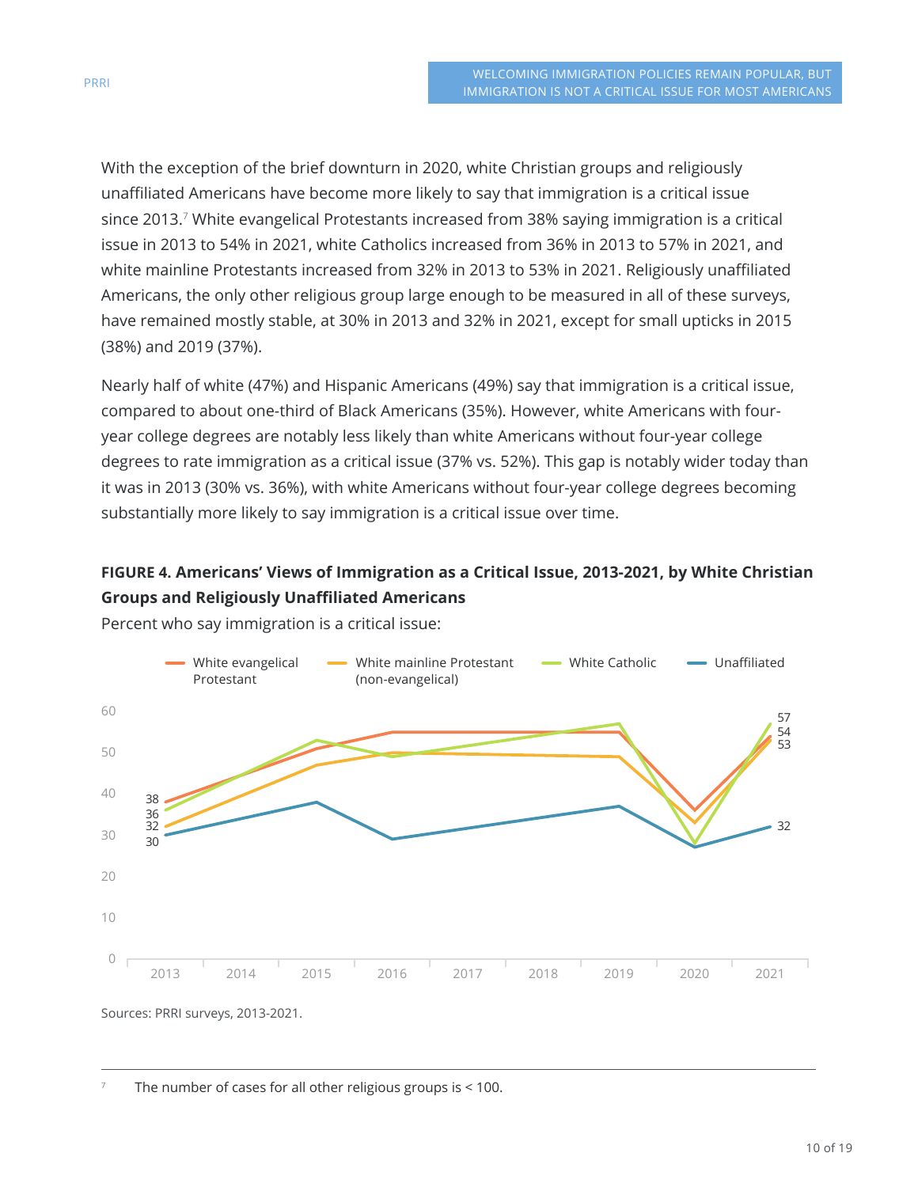With the exception of the brief downturn in 2020, white Christian groups and religiously unaffiliated Americans have become more likely to say that immigration is a critical issue since 2013.[7] White evangelical Protestants increased from 38% saying immigration is a critical issue in 2013 to 54% in 2021, white Catholics increased from 36% in 2013 to 57% in 2021, and white mainline Protestants increased from 32% in 2013 to 53% in 2021. Religiously unaffiliated Americans, the only other religious group large enough to be measured in all of these surveys, have remained mostly stable, at 30% in 2013 and 32% in 2021, except for small upticks in 2015 (38%) and 2019 (37%).

Nearly half of white (47%) and Hispanic Americans (49%) say that immigration is a critical issue, compared to about one-third of Black Americans (35%). However, white Americans with four-year college degrees are notably less likely than white Americans without four-year college degrees to rate immigration as a critical issue (37% vs. 52%). This gap is notably wider today than it was in 2013 (30% vs. 36%), with white Americans without four-year college degrees becoming substantially more likely to say immigration is a critical issue over time.

**FIGURE 4. Americans' Views of Immigration as a Critical Issue, 2013-2021, by White Christian Groups and Religiously Unaffiliated Americans**

Percent who say immigration is a critical issue:

| | 2013 | 2021 |
|---|---|---|
| White evangelical Protestant | 38 | 54 |
| White mainline Protestant (non-evangelical) | 32 | 53 |
| White Catholic | 36 | 57 |
| Unaffiliated | 30 | 32 |

Sources: PRRI surveys, 2013-2021.

---

[7] The number of cases for all other religious groups is < 100.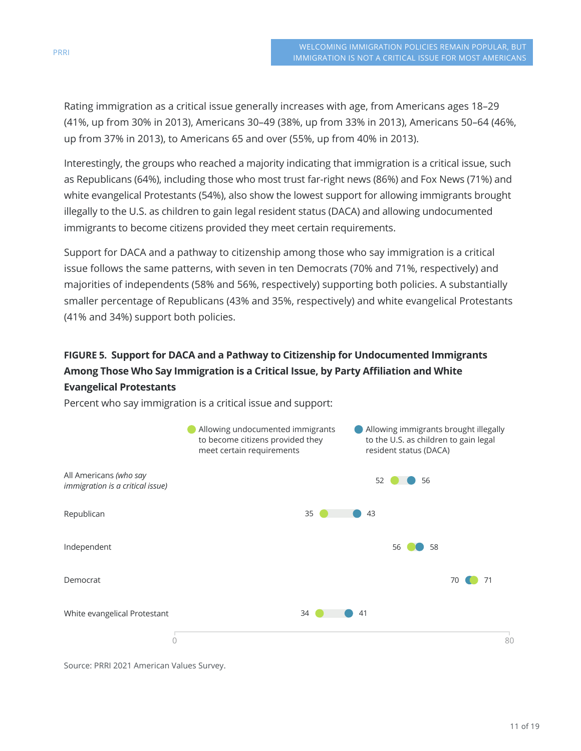Rating immigration as a critical issue generally increases with age, from Americans ages 18–29 (41%, up from 30% in 2013), Americans 30–49 (38%, up from 33% in 2013), Americans 50–64 (46%, up from 37% in 2013), to Americans 65 and over (55%, up from 40% in 2013).

Interestingly, the groups who reached a majority indicating that immigration is a critical issue, such as Republicans (64%), including those who most trust far-right news (86%) and Fox News (71%) and white evangelical Protestants (54%), also show the lowest support for allowing immigrants brought illegally to the U.S. as children to gain legal resident status (DACA) and allowing undocumented immigrants to become citizens provided they meet certain requirements.

Support for DACA and a pathway to citizenship among those who say immigration is a critical issue follows the same patterns, with seven in ten Democrats (70% and 71%, respectively) and majorities of independents (58% and 56%, respectively) supporting both policies. A substantially smaller percentage of Republicans (43% and 35%, respectively) and white evangelical Protestants (41% and 34%) support both policies.

**FIGURE 5. Support for DACA and a Pathway to Citizenship for Undocumented Immigrants Among Those Who Say Immigration is a Critical Issue, by Party Affiliation and White Evangelical Protestants**

Percent who say immigration is a critical issue and support:

| | Allowing undocumented immigrants to become citizens provided they meet certain requirements | Allowing immigrants brought illegally to the U.S. as children to gain legal resident status (DACA) |
|---|---|---|
| All Americans *(who say immigration is a critical issue)* | 52 | 56 |
| Republican | 35 | 43 |
| Independent | 56 | 58 |
| Democrat | 71 | 70 |
| White evangelical Protestant | 34 | 41 |

Source: PRRI 2021 American Values Survey.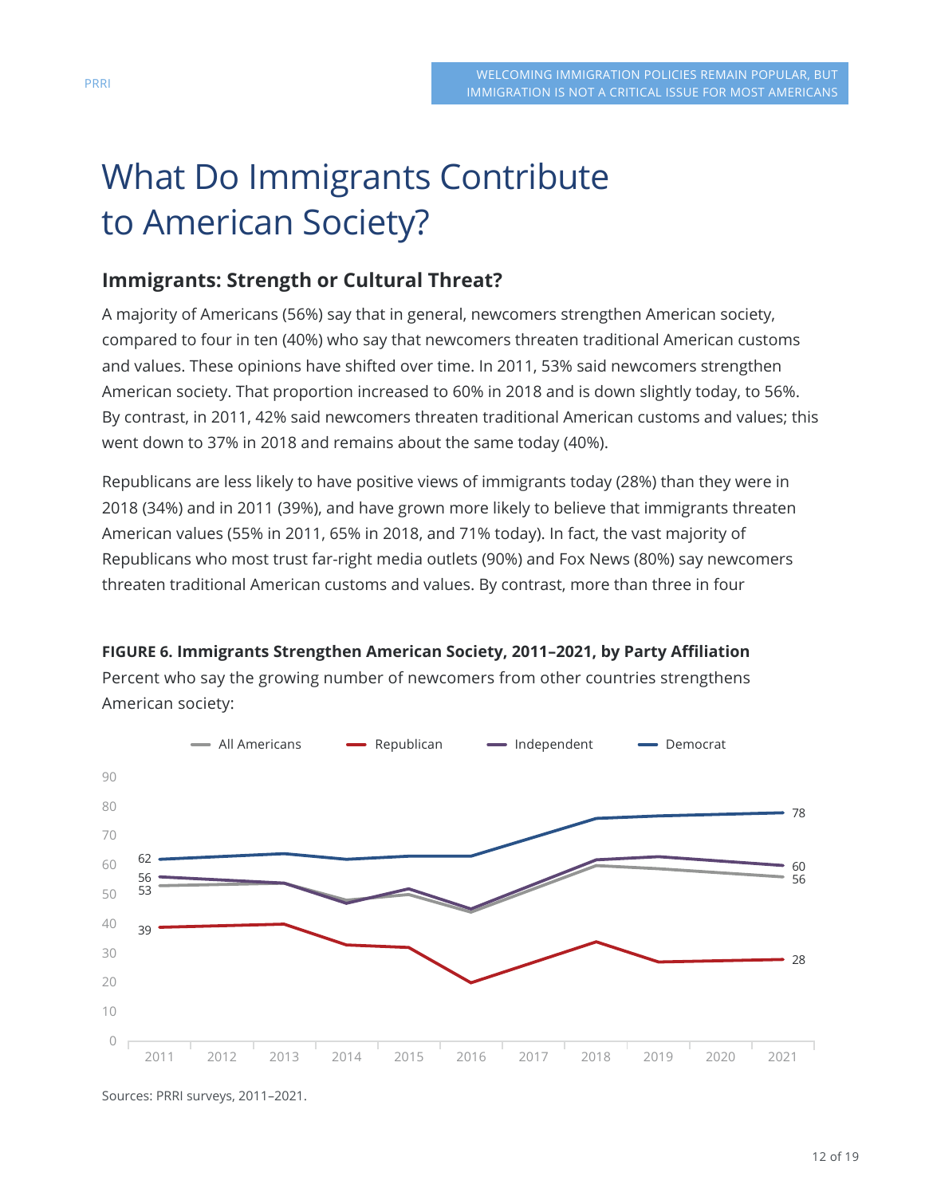# What Do Immigrants Contribute to American Society?

## Immigrants: Strength or Cultural Threat?

A majority of Americans (56%) say that in general, newcomers strengthen American society, compared to four in ten (40%) who say that newcomers threaten traditional American customs and values. These opinions have shifted over time. In 2011, 53% said newcomers strengthen American society. That proportion increased to 60% in 2018 and is down slightly today, to 56%. By contrast, in 2011, 42% said newcomers threaten traditional American customs and values; this went down to 37% in 2018 and remains about the same today (40%).

Republicans are less likely to have positive views of immigrants today (28%) than they were in 2018 (34%) and in 2011 (39%), and have grown more likely to believe that immigrants threaten American values (55% in 2011, 65% in 2018, and 71% today). In fact, the vast majority of Republicans who most trust far-right media outlets (90%) and Fox News (80%) say newcomers threaten traditional American customs and values. By contrast, more than three in four

**FIGURE 6. Immigrants Strengthen American Society, 2011–2021, by Party Affiliation**

Percent who say the growing number of newcomers from other countries strengthens American society:

| | 2011 | 2021 |
|---|---|---|
| All Americans | 53 | 56 |
| Republican | 39 | 28 |
| Independent | 56 | 60 |
| Democrat | 62 | 78 |

Sources: PRRI surveys, 2011–2021.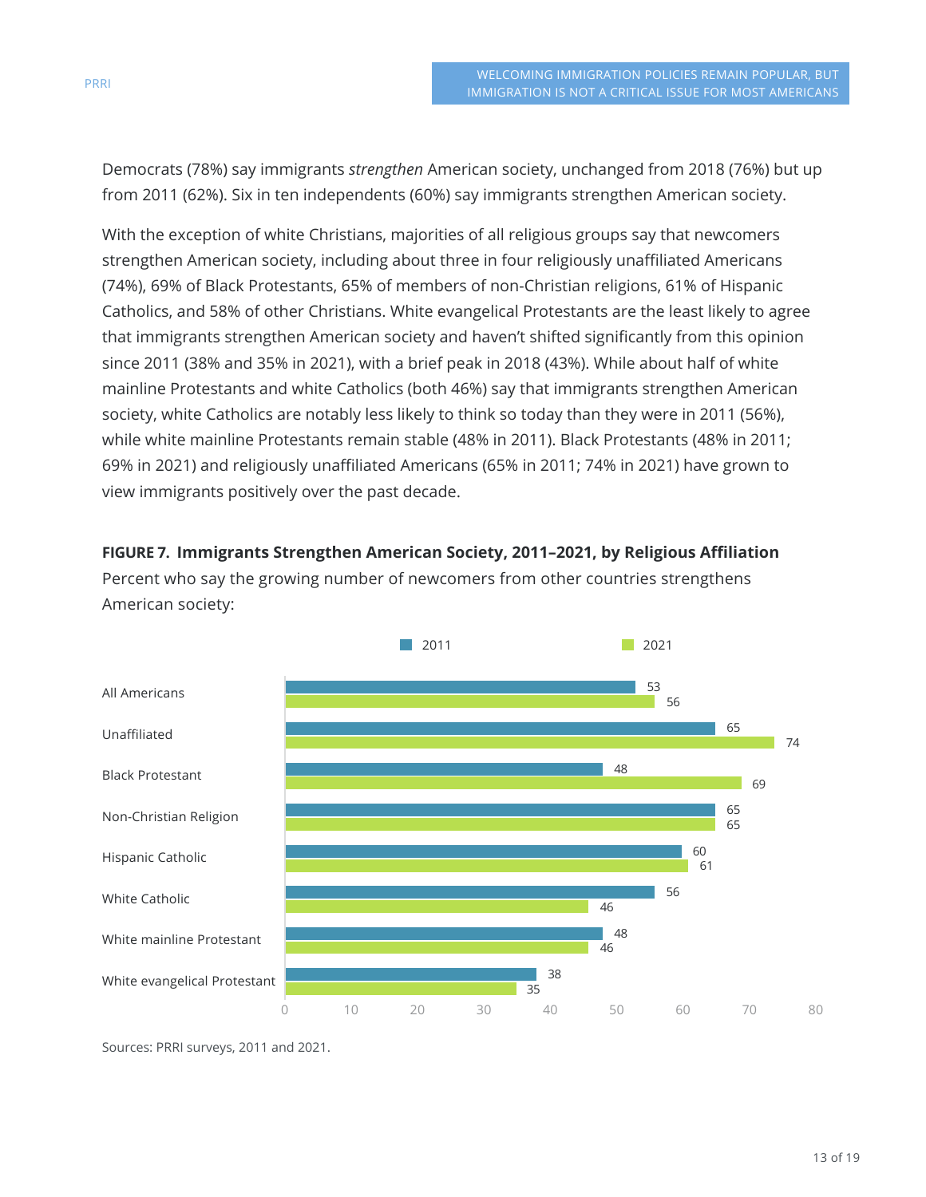Democrats (78%) say immigrants *strengthen* American society, unchanged from 2018 (76%) but up from 2011 (62%). Six in ten independents (60%) say immigrants strengthen American society.

With the exception of white Christians, majorities of all religious groups say that newcomers strengthen American society, including about three in four religiously unaffiliated Americans (74%), 69% of Black Protestants, 65% of members of non-Christian religions, 61% of Hispanic Catholics, and 58% of other Christians. White evangelical Protestants are the least likely to agree that immigrants strengthen American society and haven't shifted significantly from this opinion since 2011 (38% and 35% in 2021), with a brief peak in 2018 (43%). While about half of white mainline Protestants and white Catholics (both 46%) say that immigrants strengthen American society, white Catholics are notably less likely to think so today than they were in 2011 (56%), while white mainline Protestants remain stable (48% in 2011). Black Protestants (48% in 2011; 69% in 2021) and religiously unaffiliated Americans (65% in 2011; 74% in 2021) have grown to view immigrants positively over the past decade.

**FIGURE 7. Immigrants Strengthen American Society, 2011–2021, by Religious Affiliation**

Percent who say the growing number of newcomers from other countries strengthens American society:

| | 2011 | 2021 |
|---|---|---|
| All Americans | 53 | 56 |
| Unaffiliated | 65 | 74 |
| Black Protestant | 48 | 69 |
| Non-Christian Religion | 65 | 65 |
| Hispanic Catholic | 60 | 61 |
| White Catholic | 56 | 46 |
| White mainline Protestant | 48 | 46 |
| White evangelical Protestant | 38 | 35 |

Sources: PRRI surveys, 2011 and 2021.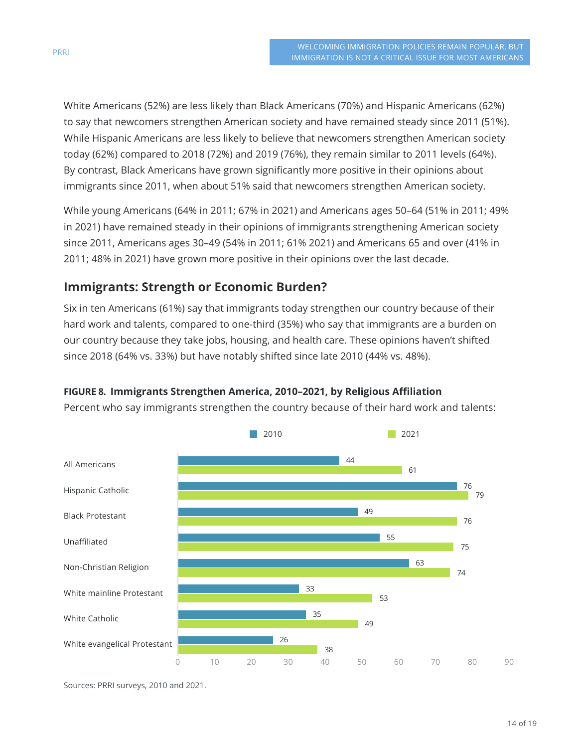White Americans (52%) are less likely than Black Americans (70%) and Hispanic Americans (62%) to say that newcomers strengthen American society and have remained steady since 2011 (51%). While Hispanic Americans are less likely to believe that newcomers strengthen American society today (62%) compared to 2018 (72%) and 2019 (76%), they remain similar to 2011 levels (64%). By contrast, Black Americans have grown significantly more positive in their opinions about immigrants since 2011, when about 51% said that newcomers strengthen American society.

While young Americans (64% in 2011; 67% in 2021) and Americans ages 50–64 (51% in 2011; 49% in 2021) have remained steady in their opinions of immigrants strengthening American society since 2011, Americans ages 30–49 (54% in 2011; 61% 2021) and Americans 65 and over (41% in 2011; 48% in 2021) have grown more positive in their opinions over the last decade.

## Immigrants: Strength or Economic Burden?

Six in ten Americans (61%) say that immigrants today strengthen our country because of their hard work and talents, compared to one-third (35%) who say that immigrants are a burden on our country because they take jobs, housing, and health care. These opinions haven't shifted since 2018 (64% vs. 33%) but have notably shifted since late 2010 (44% vs. 48%).

**FIGURE 8. Immigrants Strengthen America, 2010–2021, by Religious Affiliation**

Percent who say immigrants strengthen the country because of their hard work and talents:

| | 2010 | 2021 |
|---|---|---|
| All Americans | 44 | 61 |
| Hispanic Catholic | 76 | 79 |
| Black Protestant | 49 | 76 |
| Unaffiliated | 55 | 75 |
| Non-Christian Religion | 63 | 74 |
| White mainline Protestant | 33 | 53 |
| White Catholic | 35 | 49 |
| White evangelical Protestant | 26 | 38 |

Sources: PRRI surveys, 2010 and 2021.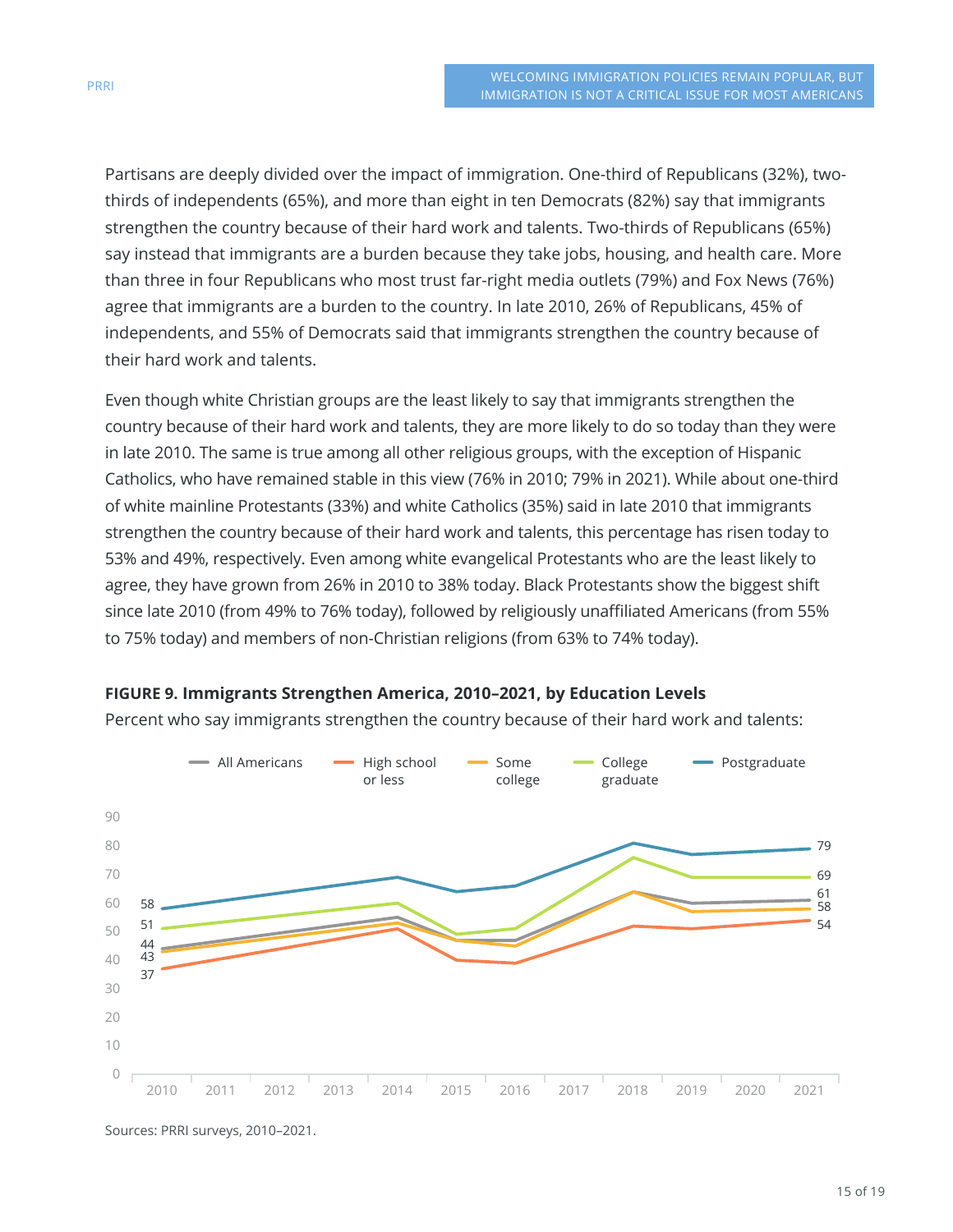Partisans are deeply divided over the impact of immigration. One-third of Republicans (32%), two-thirds of independents (65%), and more than eight in ten Democrats (82%) say that immigrants strengthen the country because of their hard work and talents. Two-thirds of Republicans (65%) say instead that immigrants are a burden because they take jobs, housing, and health care. More than three in four Republicans who most trust far-right media outlets (79%) and Fox News (76%) agree that immigrants are a burden to the country. In late 2010, 26% of Republicans, 45% of independents, and 55% of Democrats said that immigrants strengthen the country because of their hard work and talents.

Even though white Christian groups are the least likely to say that immigrants strengthen the country because of their hard work and talents, they are more likely to do so today than they were in late 2010. The same is true among all other religious groups, with the exception of Hispanic Catholics, who have remained stable in this view (76% in 2010; 79% in 2021). While about one-third of white mainline Protestants (33%) and white Catholics (35%) said in late 2010 that immigrants strengthen the country because of their hard work and talents, this percentage has risen today to 53% and 49%, respectively. Even among white evangelical Protestants who are the least likely to agree, they have grown from 26% in 2010 to 38% today. Black Protestants show the biggest shift since late 2010 (from 49% to 76% today), followed by religiously unaffiliated Americans (from 55% to 75% today) and members of non-Christian religions (from 63% to 74% today).

**FIGURE 9. Immigrants Strengthen America, 2010–2021, by Education Levels**

Percent who say immigrants strengthen the country because of their hard work and talents:

| | 2010 | 2021 |
|---|---|---|
| All Americans | 44 | 61 |
| High school or less | 37 | 54 |
| Some college | 43 | 58 |
| College graduate | 51 | 69 |
| Postgraduate | 58 | 79 |

Sources: PRRI surveys, 2010–2021.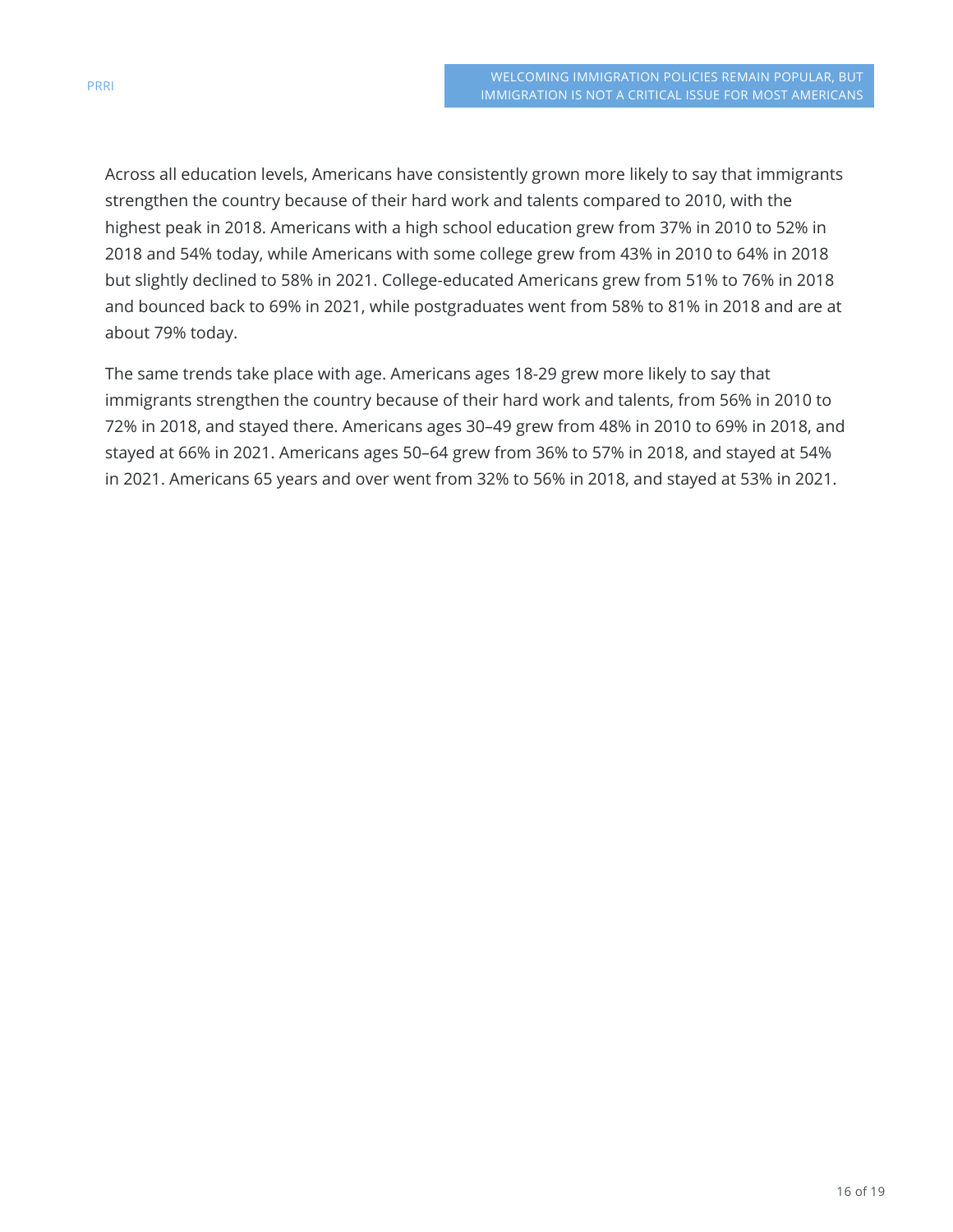Across all education levels, Americans have consistently grown more likely to say that immigrants strengthen the country because of their hard work and talents compared to 2010, with the highest peak in 2018. Americans with a high school education grew from 37% in 2010 to 52% in 2018 and 54% today, while Americans with some college grew from 43% in 2010 to 64% in 2018 but slightly declined to 58% in 2021. College-educated Americans grew from 51% to 76% in 2018 and bounced back to 69% in 2021, while postgraduates went from 58% to 81% in 2018 and are at about 79% today.

The same trends take place with age. Americans ages 18-29 grew more likely to say that immigrants strengthen the country because of their hard work and talents, from 56% in 2010 to 72% in 2018, and stayed there. Americans ages 30–49 grew from 48% in 2010 to 69% in 2018, and stayed at 66% in 2021. Americans ages 50–64 grew from 36% to 57% in 2018, and stayed at 54% in 2021. Americans 65 years and over went from 32% to 56% in 2018, and stayed at 53% in 2021.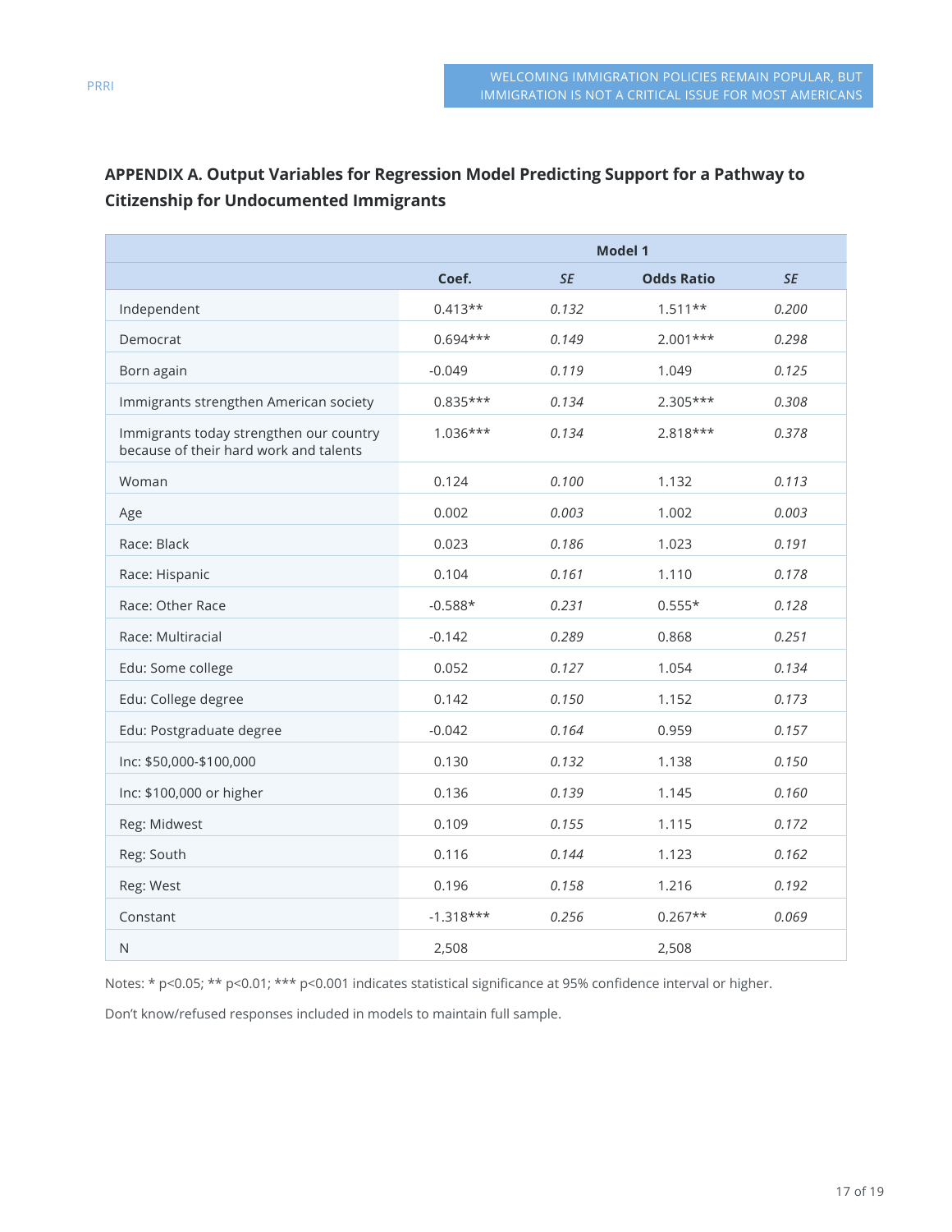## APPENDIX A. Output Variables for Regression Model Predicting Support for a Pathway to Citizenship for Undocumented Immigrants

| | Model 1 | | | |
|---|---|---|---|---|
| | **Coef.** | *SE* | **Odds Ratio** | *SE* |
| Independent | 0.413** | *0.132* | 1.511** | *0.200* |
| Democrat | 0.694*** | *0.149* | 2.001*** | *0.298* |
| Born again | -0.049 | *0.119* | 1.049 | *0.125* |
| Immigrants strengthen American society | 0.835*** | *0.134* | 2.305*** | *0.308* |
| Immigrants today strengthen our country because of their hard work and talents | 1.036*** | *0.134* | 2.818*** | *0.378* |
| Woman | 0.124 | *0.100* | 1.132 | *0.113* |
| Age | 0.002 | *0.003* | 1.002 | *0.003* |
| Race: Black | 0.023 | *0.186* | 1.023 | *0.191* |
| Race: Hispanic | 0.104 | *0.161* | 1.110 | *0.178* |
| Race: Other Race | -0.588* | *0.231* | 0.555* | *0.128* |
| Race: Multiracial | -0.142 | *0.289* | 0.868 | *0.251* |
| Edu: Some college | 0.052 | *0.127* | 1.054 | *0.134* |
| Edu: College degree | 0.142 | *0.150* | 1.152 | *0.173* |
| Edu: Postgraduate degree | -0.042 | *0.164* | 0.959 | *0.157* |
| Inc: $50,000-$100,000 | 0.130 | *0.132* | 1.138 | *0.150* |
| Inc: $100,000 or higher | 0.136 | *0.139* | 1.145 | *0.160* |
| Reg: Midwest | 0.109 | *0.155* | 1.115 | *0.172* |
| Reg: South | 0.116 | *0.144* | 1.123 | *0.162* |
| Reg: West | 0.196 | *0.158* | 1.216 | *0.192* |
| Constant | -1.318*** | *0.256* | 0.267** | *0.069* |
| N | 2,508 | | 2,508 | |

Notes: * p<0.05; ** p<0.01; *** p<0.001 indicates statistical significance at 95% confidence interval or higher.

Don't know/refused responses included in models to maintain full sample.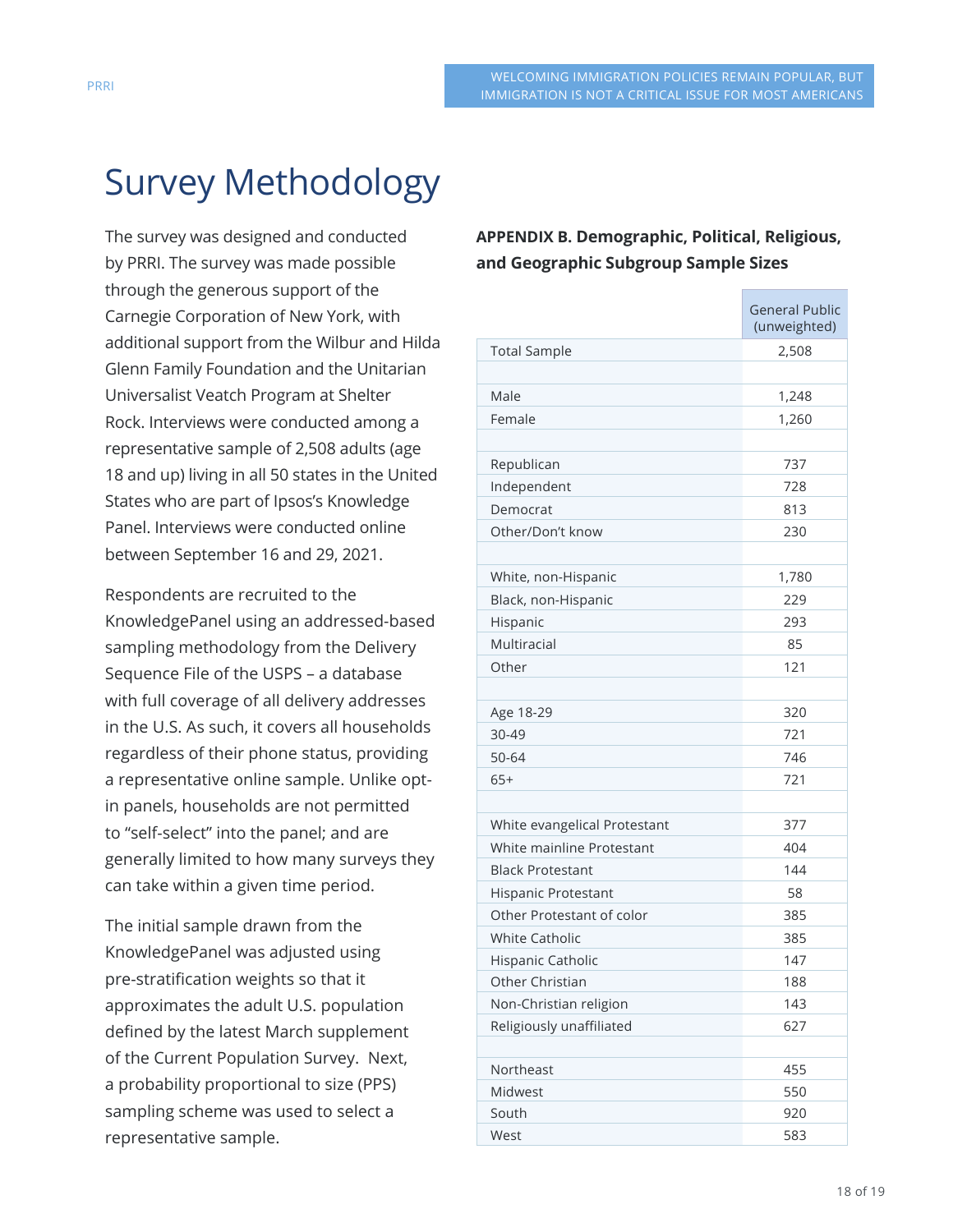# Survey Methodology

The survey was designed and conducted by PRRI. The survey was made possible through the generous support of the Carnegie Corporation of New York, with additional support from the Wilbur and Hilda Glenn Family Foundation and the Unitarian Universalist Veatch Program at Shelter Rock. Interviews were conducted among a representative sample of 2,508 adults (age 18 and up) living in all 50 states in the United States who are part of Ipsos's Knowledge Panel. Interviews were conducted online between September 16 and 29, 2021.

Respondents are recruited to the KnowledgePanel using an addressed-based sampling methodology from the Delivery Sequence File of the USPS – a database with full coverage of all delivery addresses in the U.S. As such, it covers all households regardless of their phone status, providing a representative online sample. Unlike opt-in panels, households are not permitted to "self-select" into the panel; and are generally limited to how many surveys they can take within a given time period.

The initial sample drawn from the KnowledgePanel was adjusted using pre-stratification weights so that it approximates the adult U.S. population defined by the latest March supplement of the Current Population Survey. Next, a probability proportional to size (PPS) sampling scheme was used to select a representative sample.

**APPENDIX B. Demographic, Political, Religious, and Geographic Subgroup Sample Sizes**

| | General Public (unweighted) |
|---|---|
| Total Sample | 2,508 |
| | |
| Male | 1,248 |
| Female | 1,260 |
| | |
| Republican | 737 |
| Independent | 728 |
| Democrat | 813 |
| Other/Don't know | 230 |
| | |
| White, non-Hispanic | 1,780 |
| Black, non-Hispanic | 229 |
| Hispanic | 293 |
| Multiracial | 85 |
| Other | 121 |
| | |
| Age 18-29 | 320 |
| 30-49 | 721 |
| 50-64 | 746 |
| 65+ | 721 |
| | |
| White evangelical Protestant | 377 |
| White mainline Protestant | 404 |
| Black Protestant | 144 |
| Hispanic Protestant | 58 |
| Other Protestant of color | 385 |
| White Catholic | 385 |
| Hispanic Catholic | 147 |
| Other Christian | 188 |
| Non-Christian religion | 143 |
| Religiously unaffiliated | 627 |
| | |
| Northeast | 455 |
| Midwest | 550 |
| South | 920 |
| West | 583 |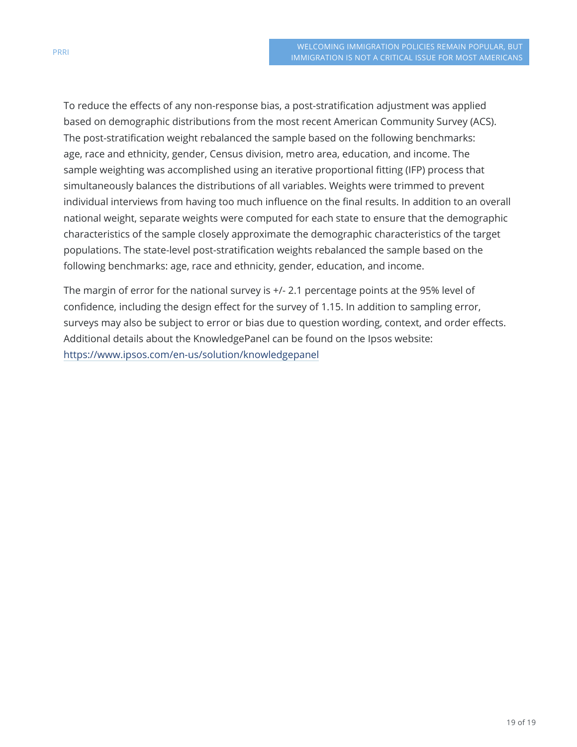To reduce the effects of any non-response bias, a post-stratification adjustment was applied based on demographic distributions from the most recent American Community Survey (ACS). The post-stratification weight rebalanced the sample based on the following benchmarks: age, race and ethnicity, gender, Census division, metro area, education, and income. The sample weighting was accomplished using an iterative proportional fitting (IFP) process that simultaneously balances the distributions of all variables. Weights were trimmed to prevent individual interviews from having too much influence on the final results. In addition to an overall national weight, separate weights were computed for each state to ensure that the demographic characteristics of the sample closely approximate the demographic characteristics of the target populations. The state-level post-stratification weights rebalanced the sample based on the following benchmarks: age, race and ethnicity, gender, education, and income.

The margin of error for the national survey is +/- 2.1 percentage points at the 95% level of confidence, including the design effect for the survey of 1.15. In addition to sampling error, surveys may also be subject to error or bias due to question wording, context, and order effects. Additional details about the KnowledgePanel can be found on the Ipsos website: https://www.ipsos.com/en-us/solution/knowledgepanel